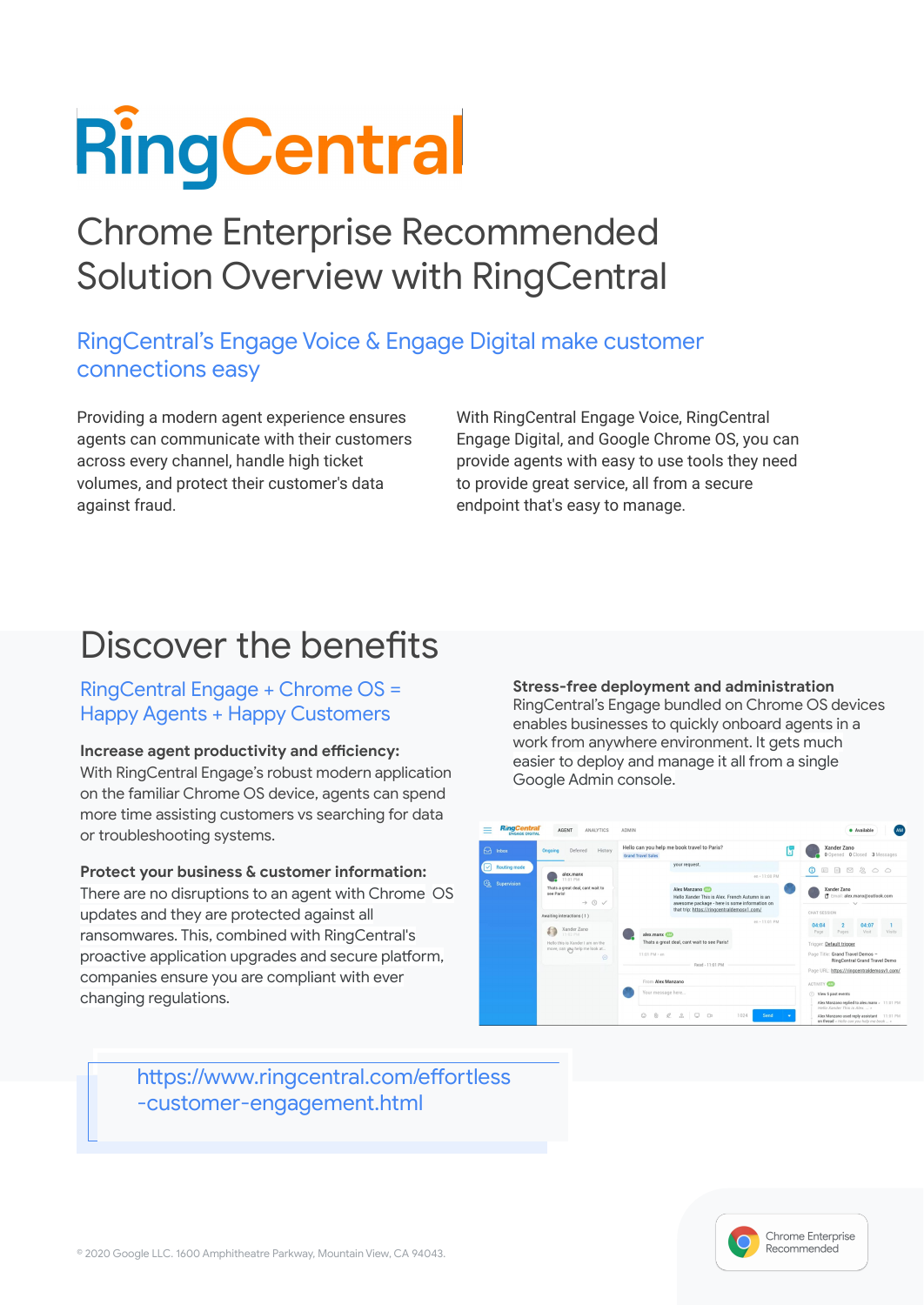# RingCentral

# Chrome Enterprise Recommended Solution Overview with RingCentral

## RingCentral's Engage Voice & Engage Digital make customer connections easy

Providing a modern agent experience ensures agents can communicate with their customers across every channel, handle high ticket volumes, and protect their customer's data against fraud.

With RingCentral Engage Voice, RingCentral Engage Digital, and Google Chrome OS, you can provide agents with easy to use tools they need to provide great service, all from a secure endpoint that's easy to manage.

## Discover the benefits

### RingCentral Engage + Chrome OS = Happy Agents + Happy Customers

**Increase agent productivity and efficiency:**
With RingCentral Engage's robust modern application on the familiar Chrome OS device, agents can spend more time assisting customers vs searching for data or troubleshooting systems.

**Protect your business & customer information:**
There are no disruptions to an agent with Chrome OS updates and they are protected against all ransomwares. This, combined with RingCentral's proactive application upgrades and secure platform, companies ensure you are compliant with ever changing regulations.

**Stress-free deployment and administration**
RingCentral's Engage bundled on Chrome OS devices enables businesses to quickly onboard agents in a work from anywhere environment. It gets much easier to deploy and manage it all from a single Google Admin console.

https://www.ringcentral.com/effortless-customer-engagement.html

© 2020 Google LLC. 1600 Amphitheatre Parkway, Mountain View, CA 94043.

Chrome Enterprise Recommended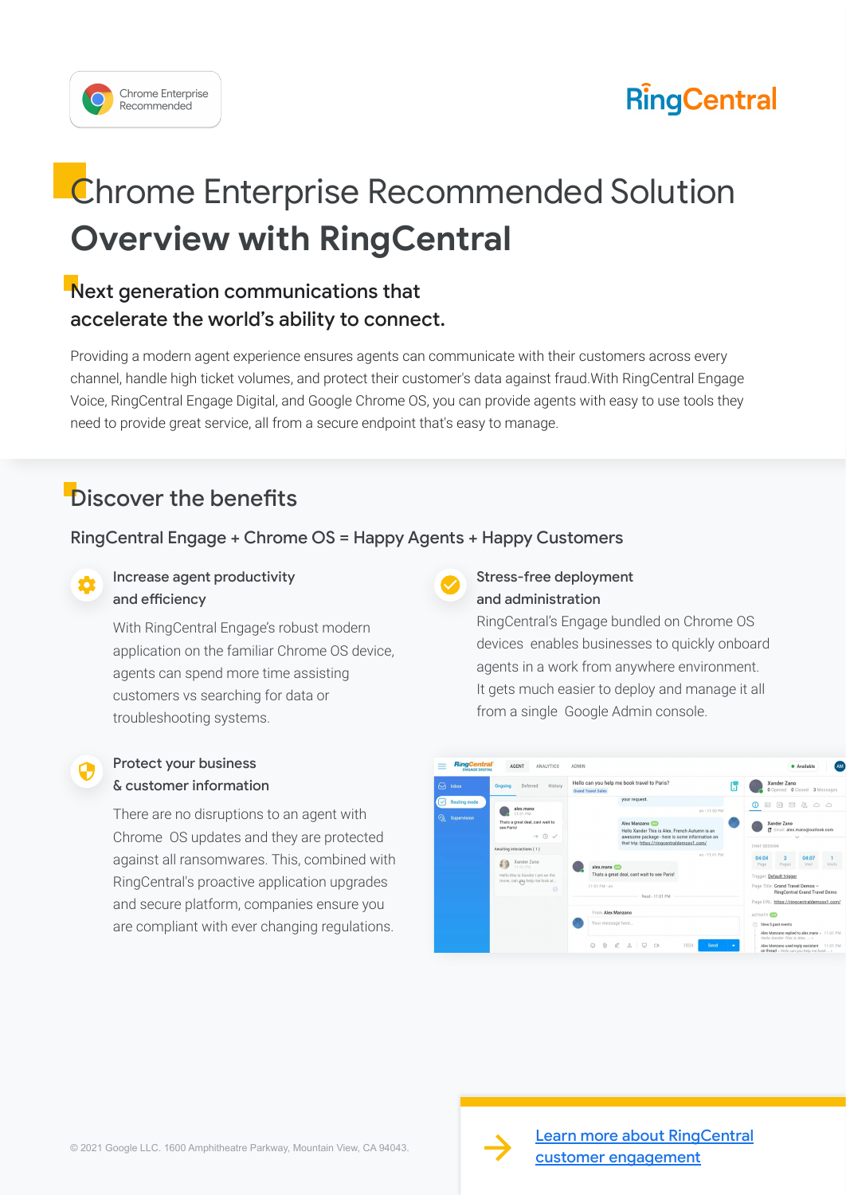Chrome Enterprise Recommended

RingCentral

# Chrome Enterprise Recommended Solution **Overview with RingCentral**

## Next generation communications that accelerate the world's ability to connect.

Providing a modern agent experience ensures agents can communicate with their customers across every channel, handle high ticket volumes, and protect their customer's data against fraud.With RingCentral Engage Voice, RingCentral Engage Digital, and Google Chrome OS, you can provide agents with easy to use tools they need to provide great service, all from a secure endpoint that's easy to manage.

## Discover the benefits

### RingCentral Engage + Chrome OS = Happy Agents + Happy Customers

#### Increase agent productivity and efficiency

With RingCentral Engage's robust modern application on the familiar Chrome OS device, agents can spend more time assisting customers vs searching for data or troubleshooting systems.

#### Stress-free deployment and administration

RingCentral's Engage bundled on Chrome OS devices enables businesses to quickly onboard agents in a work from anywhere environment. It gets much easier to deploy and manage it all from a single Google Admin console.

#### Protect your business & customer information

There are no disruptions to an agent with Chrome OS updates and they are protected against all ransomwares. This, combined with RingCentral's proactive application upgrades and secure platform, companies ensure you are compliant with ever changing regulations.

[Learn more about RingCentral customer engagement]

© 2021 Google LLC. 1600 Amphitheatre Parkway, Mountain View, CA 94043.